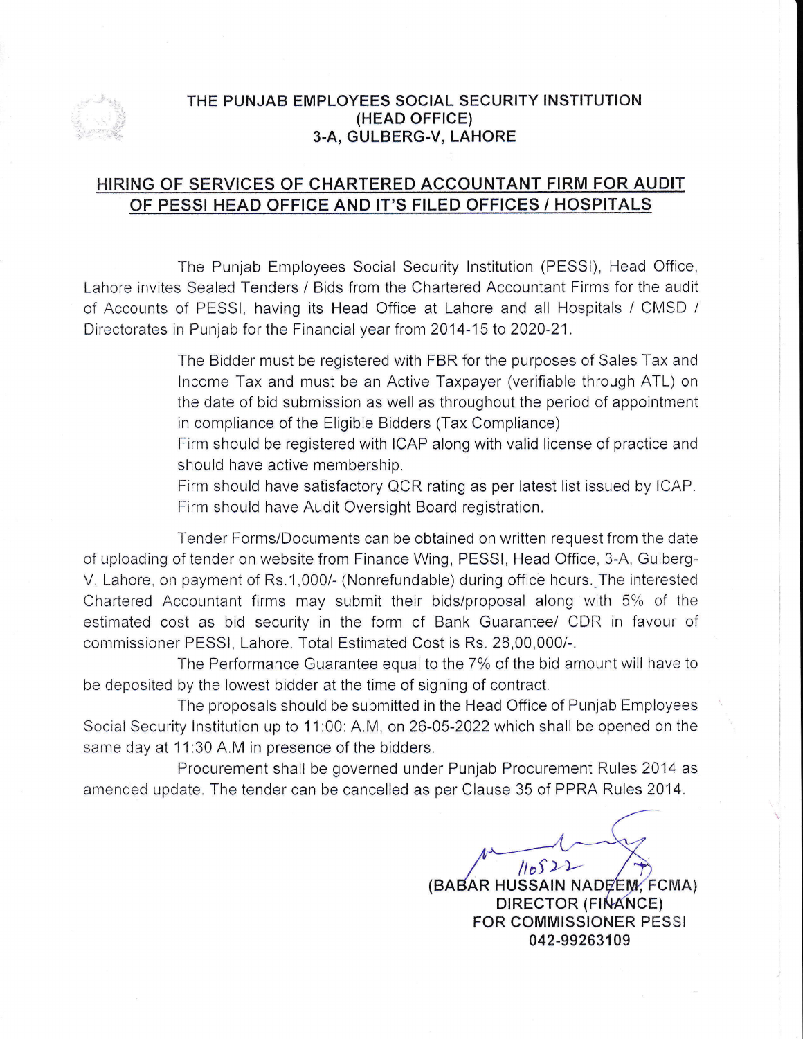**THE PUNJAB EMPLOYEES SOCIAL SECURITY INSTITUTION**
**(HEAD OFFICE)**
**3-A, GULBERG-V, LAHORE**

## HIRING OF SERVICES OF CHARTERED ACCOUNTANT FIRM FOR AUDIT OF PESSI HEAD OFFICE AND IT'S FILED OFFICES / HOSPITALS

The Punjab Employees Social Security Institution (PESSI), Head Office, Lahore invites Sealed Tenders / Bids from the Chartered Accountant Firms for the audit of Accounts of PESSI, having its Head Office at Lahore and all Hospitals / CMSD / Directorates in Punjab for the Financial year from 2014-15 to 2020-21.

The Bidder must be registered with FBR for the purposes of Sales Tax and Income Tax and must be an Active Taxpayer (verifiable through ATL) on the date of bid submission as well as throughout the period of appointment in compliance of the Eligible Bidders (Tax Compliance)

Firm should be registered with ICAP along with valid license of practice and should have active membership.

Firm should have satisfactory QCR rating as per latest list issued by ICAP.

Firm should have Audit Oversight Board registration.

Tender Forms/Documents can be obtained on written request from the date of uploading of tender on website from Finance Wing, PESSI, Head Office, 3-A, Gulberg-V, Lahore, on payment of Rs.1,000/- (Nonrefundable) during office hours. The interested Chartered Accountant firms may submit their bids/proposal along with 5% of the estimated cost as bid security in the form of Bank Guarantee/ CDR in favour of commissioner PESSI, Lahore. Total Estimated Cost is Rs. 28,00,000/-.

The Performance Guarantee equal to the 7% of the bid amount will have to be deposited by the lowest bidder at the time of signing of contract.

The proposals should be submitted in the Head Office of Punjab Employees Social Security Institution up to 11:00: A.M, on 26-05-2022 which shall be opened on the same day at 11:30 A.M in presence of the bidders.

Procurement shall be governed under Punjab Procurement Rules 2014 as amended update. The tender can be cancelled as per Clause 35 of PPRA Rules 2014.

11052022

**(BABAR HUSSAIN NADEEM, FCMA)**
**DIRECTOR (FINANCE)**
**FOR COMMISSIONER PESSI**
**042-99263109**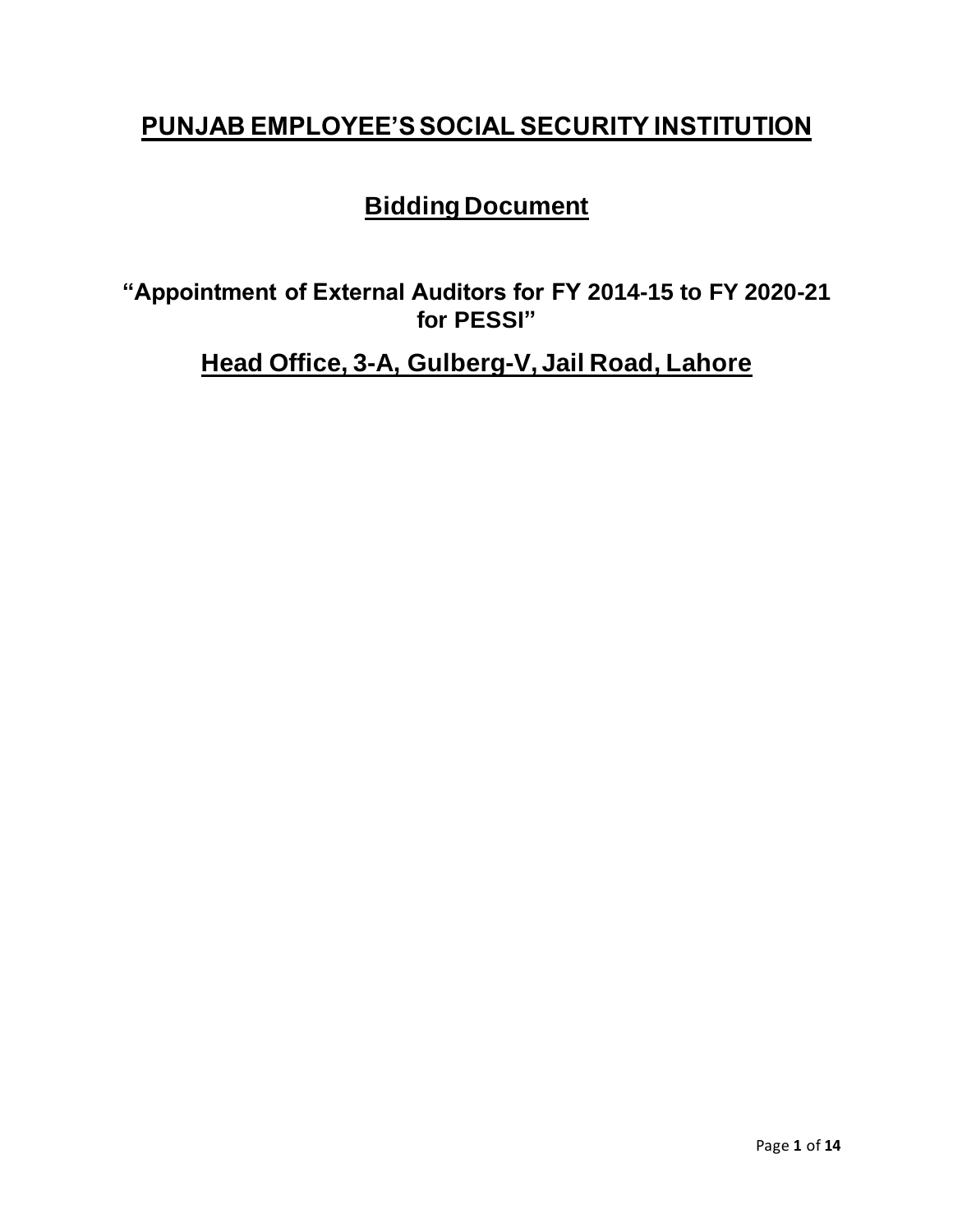# **PUNJAB EMPLOYEE'S SOCIAL SECURITY INSTITUTION**

## **Bidding Document**

### **"Appointment of External Auditors for FY 2014-15 to FY 2020-21 for PESSI"**

## **Head Office, 3-A, Gulberg-V, Jail Road, Lahore**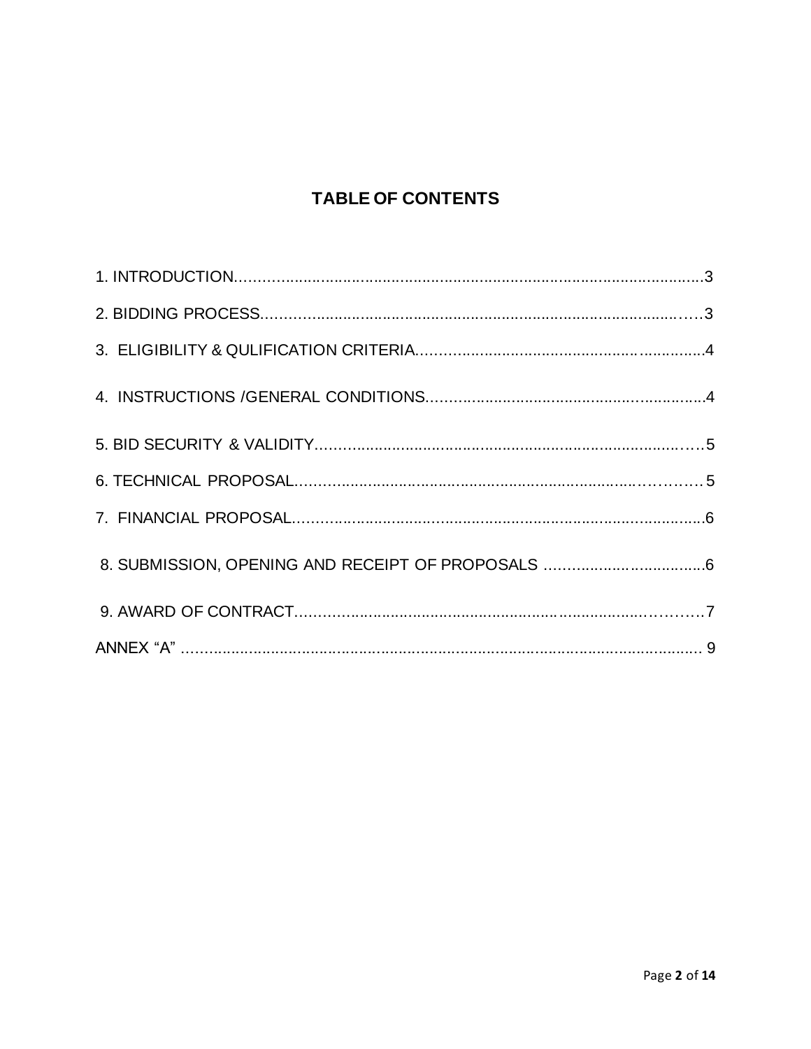# TABLE OF CONTENTS

1. INTRODUCTION....................................................................................................3

2. BIDDING PROCESS...............................................................................................3

3. ELIGIBILITY & QULIFICATION CRITERIA.................................................................4

4. INSTRUCTIONS /GENERAL CONDITIONS...............................................................4

5. BID SECURITY & VALIDITY....................................................................................5

6. TECHNICAL PROPOSAL.........................................................................................5

7. FINANCIAL PROPOSAL..........................................................................................6

8. SUBMISSION, OPENING AND RECEIPT OF PROPOSALS ........................................6

9. AWARD OF CONTRACT..........................................................................................7

ANNEX “A” .............................................................................................................. 9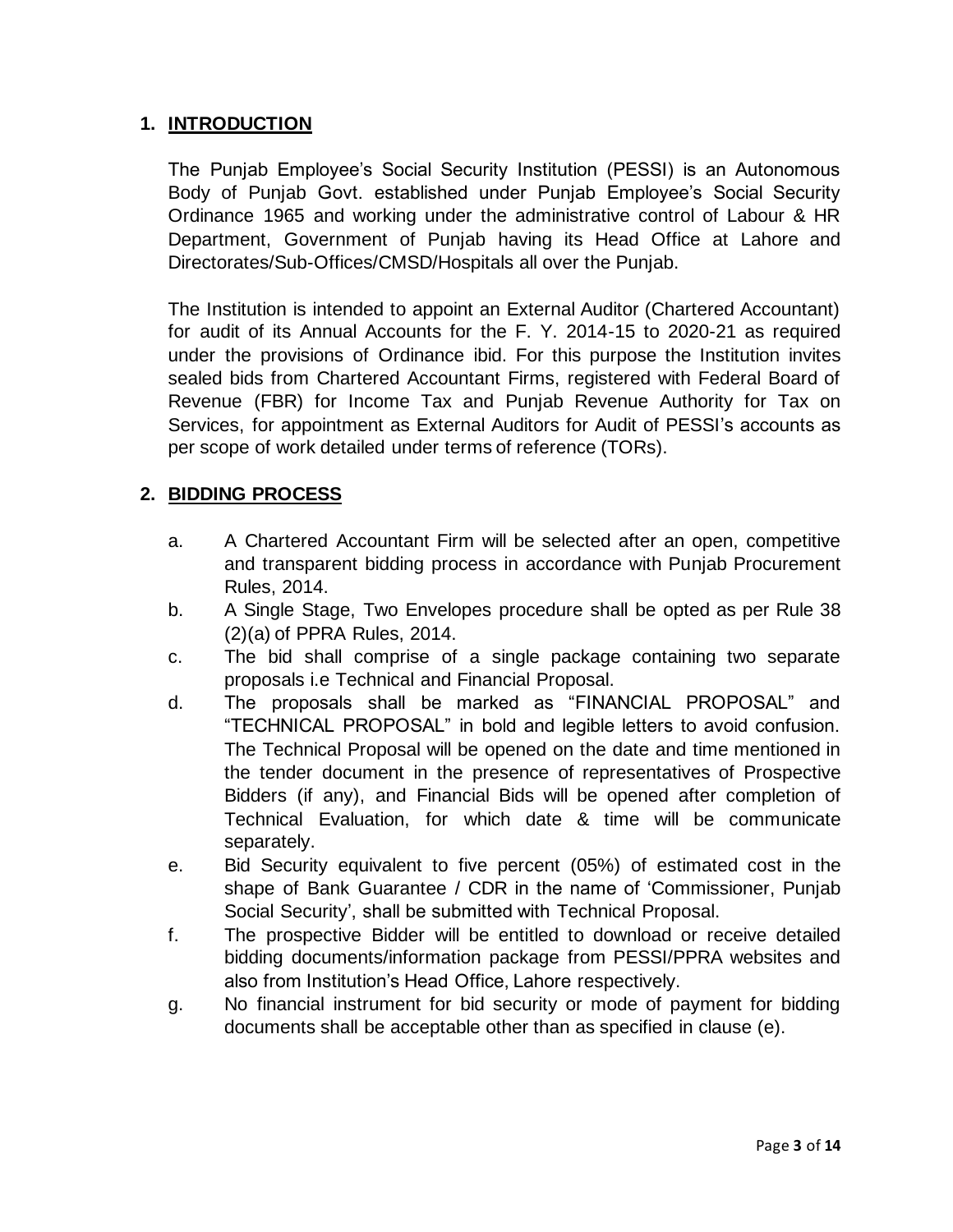## 1. INTRODUCTION

The Punjab Employee's Social Security Institution (PESSI) is an Autonomous Body of Punjab Govt. established under Punjab Employee's Social Security Ordinance 1965 and working under the administrative control of Labour & HR Department, Government of Punjab having its Head Office at Lahore and Directorates/Sub-Offices/CMSD/Hospitals all over the Punjab.

The Institution is intended to appoint an External Auditor (Chartered Accountant) for audit of its Annual Accounts for the F. Y. 2014-15 to 2020-21 as required under the provisions of Ordinance ibid. For this purpose the Institution invites sealed bids from Chartered Accountant Firms, registered with Federal Board of Revenue (FBR) for Income Tax and Punjab Revenue Authority for Tax on Services, for appointment as External Auditors for Audit of PESSI's accounts as per scope of work detailed under terms of reference (TORs).

## 2. BIDDING PROCESS

a. A Chartered Accountant Firm will be selected after an open, competitive and transparent bidding process in accordance with Punjab Procurement Rules, 2014.

b. A Single Stage, Two Envelopes procedure shall be opted as per Rule 38 (2)(a) of PPRA Rules, 2014.

c. The bid shall comprise of a single package containing two separate proposals i.e Technical and Financial Proposal.

d. The proposals shall be marked as "FINANCIAL PROPOSAL" and "TECHNICAL PROPOSAL" in bold and legible letters to avoid confusion. The Technical Proposal will be opened on the date and time mentioned in the tender document in the presence of representatives of Prospective Bidders (if any), and Financial Bids will be opened after completion of Technical Evaluation, for which date & time will be communicate separately.

e. Bid Security equivalent to five percent (05%) of estimated cost in the shape of Bank Guarantee / CDR in the name of 'Commissioner, Punjab Social Security', shall be submitted with Technical Proposal.

f. The prospective Bidder will be entitled to download or receive detailed bidding documents/information package from PESSI/PPRA websites and also from Institution's Head Office, Lahore respectively.

g. No financial instrument for bid security or mode of payment for bidding documents shall be acceptable other than as specified in clause (e).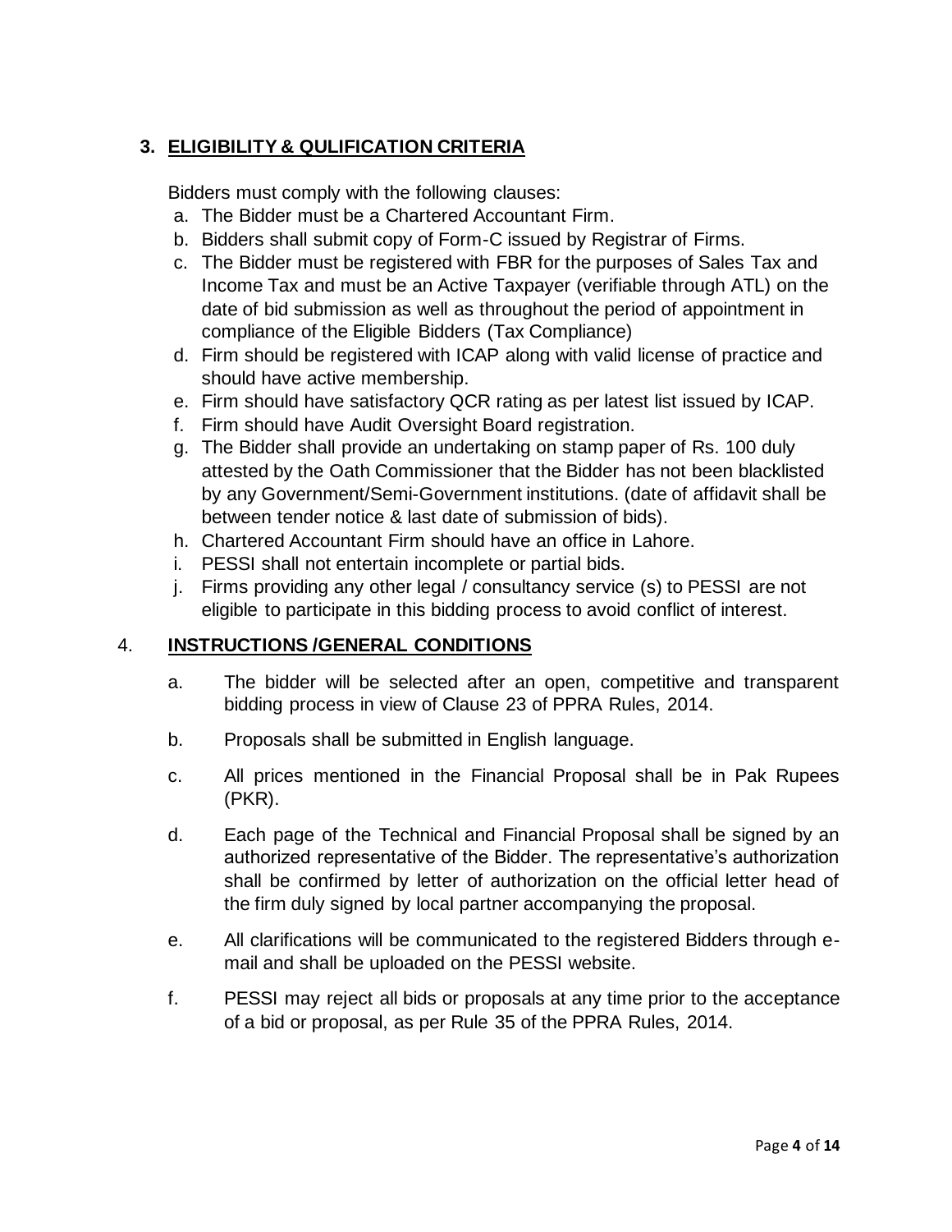## 3. ELIGIBILITY & QULIFICATION CRITERIA

Bidders must comply with the following clauses:

a. The Bidder must be a Chartered Accountant Firm.
b. Bidders shall submit copy of Form-C issued by Registrar of Firms.
c. The Bidder must be registered with FBR for the purposes of Sales Tax and Income Tax and must be an Active Taxpayer (verifiable through ATL) on the date of bid submission as well as throughout the period of appointment in compliance of the Eligible Bidders (Tax Compliance)
d. Firm should be registered with ICAP along with valid license of practice and should have active membership.
e. Firm should have satisfactory QCR rating as per latest list issued by ICAP.
f. Firm should have Audit Oversight Board registration.
g. The Bidder shall provide an undertaking on stamp paper of Rs. 100 duly attested by the Oath Commissioner that the Bidder has not been blacklisted by any Government/Semi-Government institutions. (date of affidavit shall be between tender notice & last date of submission of bids).
h. Chartered Accountant Firm should have an office in Lahore.
i. PESSI shall not entertain incomplete or partial bids.
j. Firms providing any other legal / consultancy service (s) to PESSI are not eligible to participate in this bidding process to avoid conflict of interest.

## 4. INSTRUCTIONS /GENERAL CONDITIONS

a. The bidder will be selected after an open, competitive and transparent bidding process in view of Clause 23 of PPRA Rules, 2014.

b. Proposals shall be submitted in English language.

c. All prices mentioned in the Financial Proposal shall be in Pak Rupees (PKR).

d. Each page of the Technical and Financial Proposal shall be signed by an authorized representative of the Bidder. The representative's authorization shall be confirmed by letter of authorization on the official letter head of the firm duly signed by local partner accompanying the proposal.

e. All clarifications will be communicated to the registered Bidders through e-mail and shall be uploaded on the PESSI website.

f. PESSI may reject all bids or proposals at any time prior to the acceptance of a bid or proposal, as per Rule 35 of the PPRA Rules, 2014.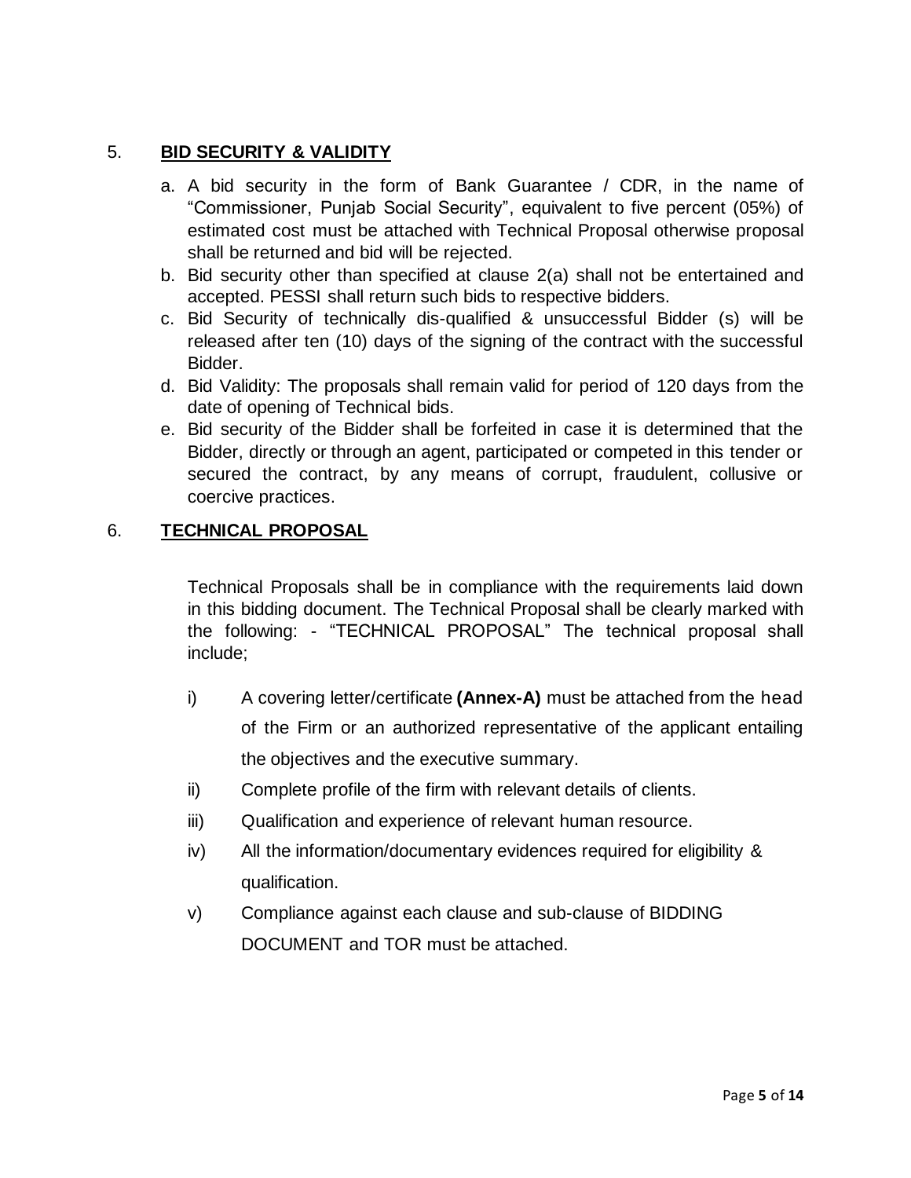## 5. **BID SECURITY & VALIDITY**

a. A bid security in the form of Bank Guarantee / CDR, in the name of "Commissioner, Punjab Social Security", equivalent to five percent (05%) of estimated cost must be attached with Technical Proposal otherwise proposal shall be returned and bid will be rejected.

b. Bid security other than specified at clause 2(a) shall not be entertained and accepted. PESSI shall return such bids to respective bidders.

c. Bid Security of technically dis-qualified & unsuccessful Bidder (s) will be released after ten (10) days of the signing of the contract with the successful Bidder.

d. Bid Validity: The proposals shall remain valid for period of 120 days from the date of opening of Technical bids.

e. Bid security of the Bidder shall be forfeited in case it is determined that the Bidder, directly or through an agent, participated or competed in this tender or secured the contract, by any means of corrupt, fraudulent, collusive or coercive practices.

## 6. **TECHNICAL PROPOSAL**

Technical Proposals shall be in compliance with the requirements laid down in this bidding document. The Technical Proposal shall be clearly marked with the following: - "TECHNICAL PROPOSAL" The technical proposal shall include;

i) A covering letter/certificate **(Annex-A)** must be attached from the head of the Firm or an authorized representative of the applicant entailing the objectives and the executive summary.

ii) Complete profile of the firm with relevant details of clients.

iii) Qualification and experience of relevant human resource.

iv) All the information/documentary evidences required for eligibility & qualification.

v) Compliance against each clause and sub-clause of BIDDING DOCUMENT and TOR must be attached.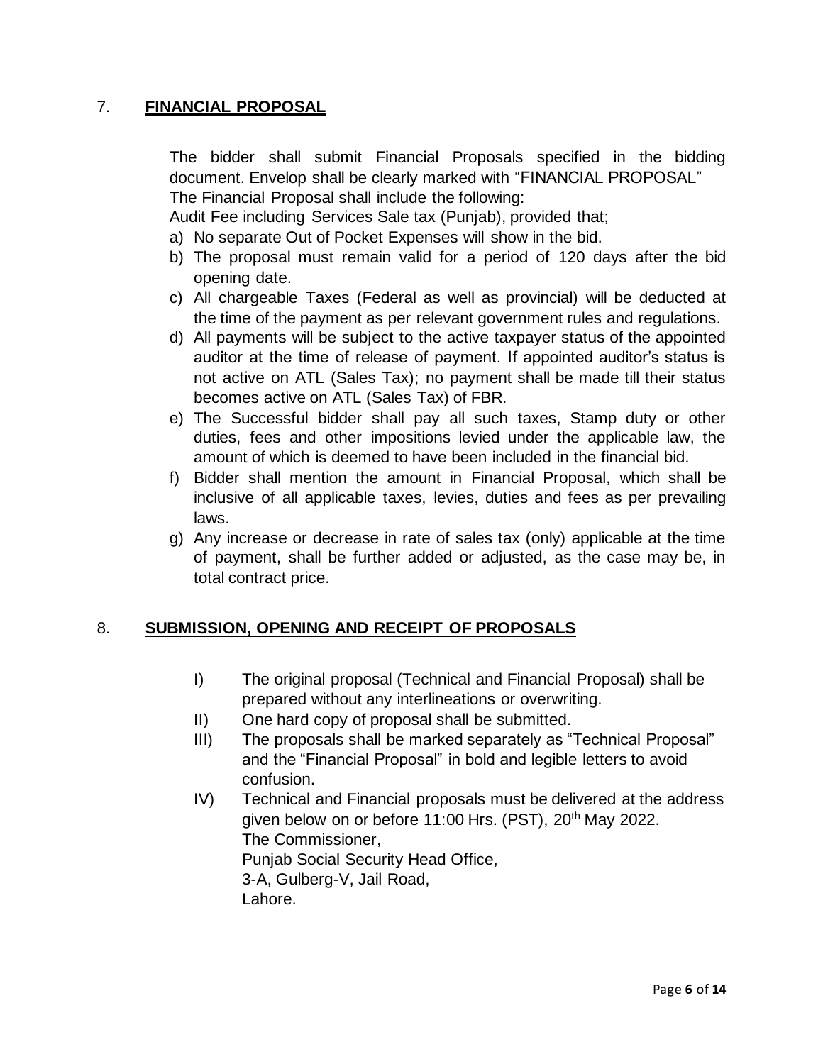## 7. **FINANCIAL PROPOSAL**

The bidder shall submit Financial Proposals specified in the bidding document. Envelop shall be clearly marked with "FINANCIAL PROPOSAL"
The Financial Proposal shall include the following:
Audit Fee including Services Sale tax (Punjab), provided that;

a) No separate Out of Pocket Expenses will show in the bid.
b) The proposal must remain valid for a period of 120 days after the bid opening date.
c) All chargeable Taxes (Federal as well as provincial) will be deducted at the time of the payment as per relevant government rules and regulations.
d) All payments will be subject to the active taxpayer status of the appointed auditor at the time of release of payment. If appointed auditor's status is not active on ATL (Sales Tax); no payment shall be made till their status becomes active on ATL (Sales Tax) of FBR.
e) The Successful bidder shall pay all such taxes, Stamp duty or other duties, fees and other impositions levied under the applicable law, the amount of which is deemed to have been included in the financial bid.
f) Bidder shall mention the amount in Financial Proposal, which shall be inclusive of all applicable taxes, levies, duties and fees as per prevailing laws.
g) Any increase or decrease in rate of sales tax (only) applicable at the time of payment, shall be further added or adjusted, as the case may be, in total contract price.

## 8. **SUBMISSION, OPENING AND RECEIPT OF PROPOSALS**

I) The original proposal (Technical and Financial Proposal) shall be prepared without any interlineations or overwriting.
II) One hard copy of proposal shall be submitted.
III) The proposals shall be marked separately as "Technical Proposal" and the "Financial Proposal" in bold and legible letters to avoid confusion.
IV) Technical and Financial proposals must be delivered at the address given below on or before 11:00 Hrs. (PST), 20th May 2022.
The Commissioner,
Punjab Social Security Head Office,
3-A, Gulberg-V, Jail Road,
Lahore.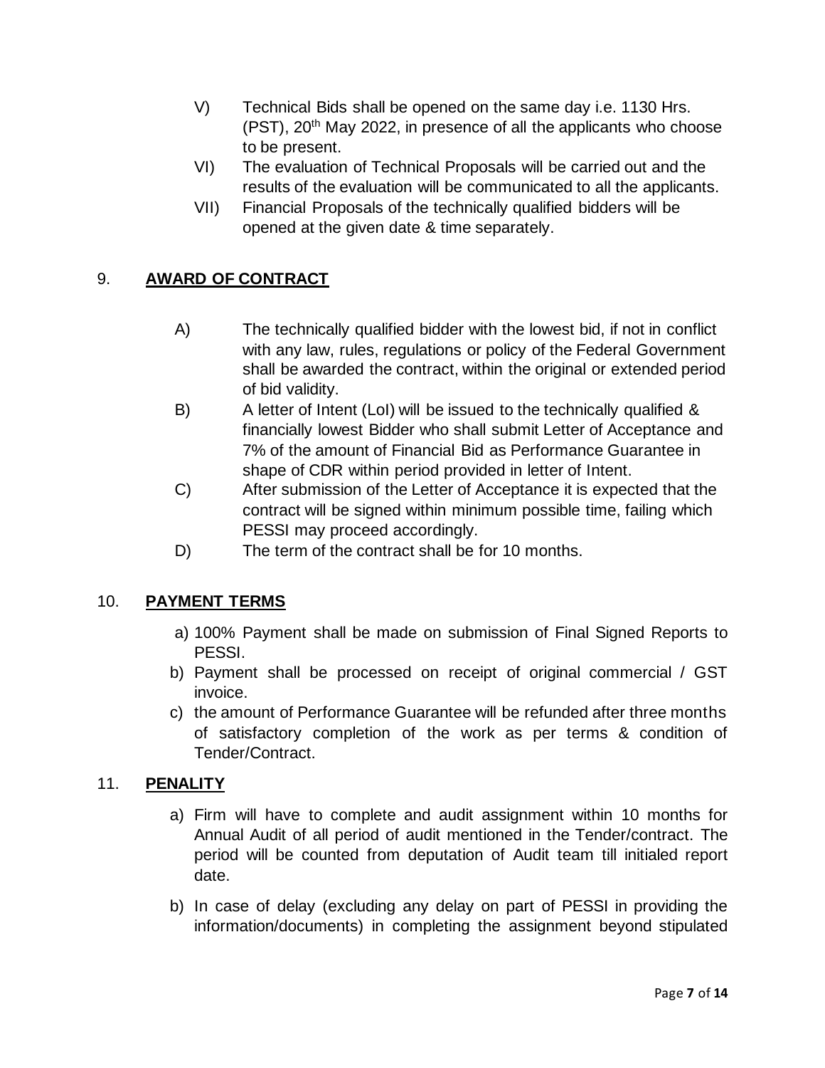V) Technical Bids shall be opened on the same day i.e. 1130 Hrs. (PST), 20th May 2022, in presence of all the applicants who choose to be present.

VI) The evaluation of Technical Proposals will be carried out and the results of the evaluation will be communicated to all the applicants.

VII) Financial Proposals of the technically qualified bidders will be opened at the given date & time separately.

## 9. **AWARD OF CONTRACT**

A) The technically qualified bidder with the lowest bid, if not in conflict with any law, rules, regulations or policy of the Federal Government shall be awarded the contract, within the original or extended period of bid validity.

B) A letter of Intent (LoI) will be issued to the technically qualified & financially lowest Bidder who shall submit Letter of Acceptance and 7% of the amount of Financial Bid as Performance Guarantee in shape of CDR within period provided in letter of Intent.

C) After submission of the Letter of Acceptance it is expected that the contract will be signed within minimum possible time, failing which PESSI may proceed accordingly.

D) The term of the contract shall be for 10 months.

## 10. **PAYMENT TERMS**

a) 100% Payment shall be made on submission of Final Signed Reports to PESSI.

b) Payment shall be processed on receipt of original commercial / GST invoice.

c) the amount of Performance Guarantee will be refunded after three months of satisfactory completion of the work as per terms & condition of Tender/Contract.

## 11. **PENALITY**

a) Firm will have to complete and audit assignment within 10 months for Annual Audit of all period of audit mentioned in the Tender/contract. The period will be counted from deputation of Audit team till initialed report date.

b) In case of delay (excluding any delay on part of PESSI in providing the information/documents) in completing the assignment beyond stipulated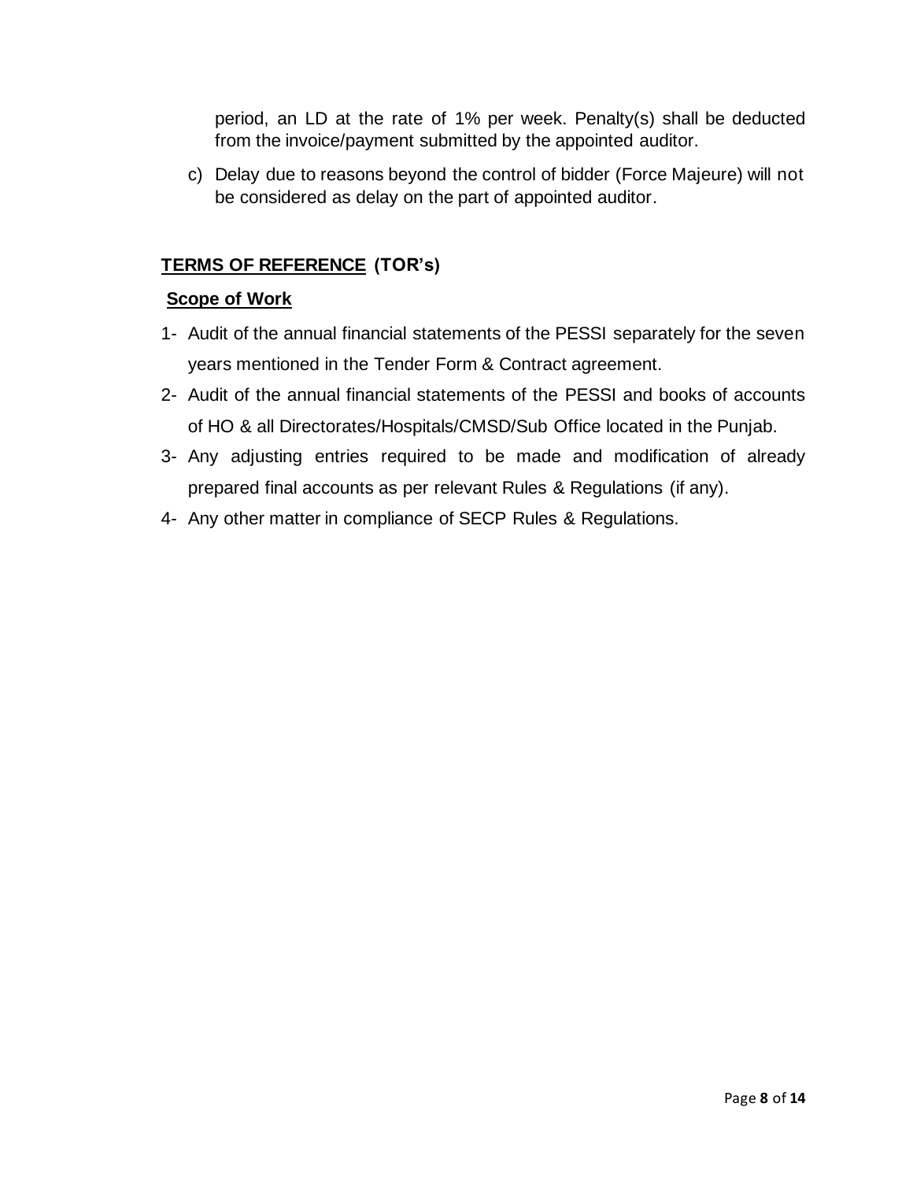period, an LD at the rate of 1% per week. Penalty(s) shall be deducted from the invoice/payment submitted by the appointed auditor.

c) Delay due to reasons beyond the control of bidder (Force Majeure) will not be considered as delay on the part of appointed auditor.

## TERMS OF REFERENCE (TOR's)

### Scope of Work

1- Audit of the annual financial statements of the PESSI separately for the seven years mentioned in the Tender Form & Contract agreement.

2- Audit of the annual financial statements of the PESSI and books of accounts of HO & all Directorates/Hospitals/CMSD/Sub Office located in the Punjab.

3- Any adjusting entries required to be made and modification of already prepared final accounts as per relevant Rules & Regulations (if any).

4- Any other matter in compliance of SECP Rules & Regulations.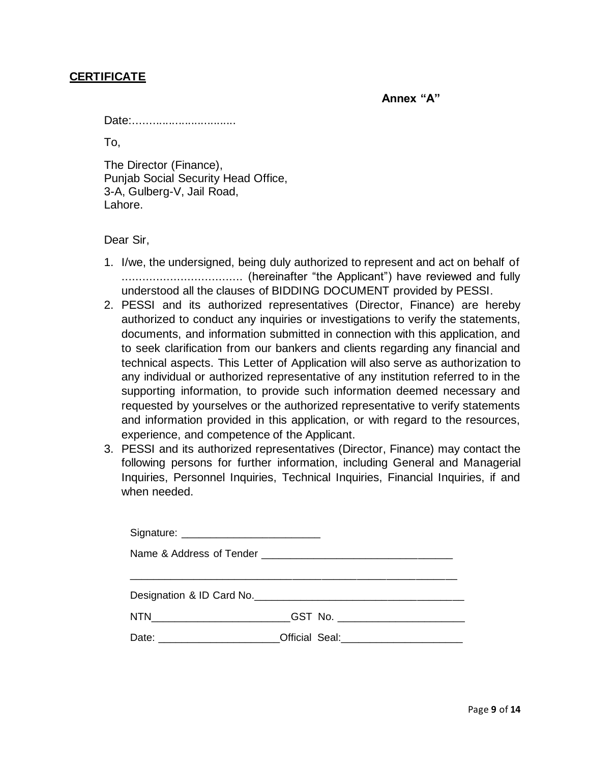**CERTIFICATE**

**Annex "A"**

Date:................................

To,

The Director (Finance),
Punjab Social Security Head Office,
3-A, Gulberg-V, Jail Road,
Lahore.

Dear Sir,

1. I/we, the undersigned, being duly authorized to represent and act on behalf of .................................. (hereinafter "the Applicant") have reviewed and fully understood all the clauses of BIDDING DOCUMENT provided by PESSI.
2. PESSI and its authorized representatives (Director, Finance) are hereby authorized to conduct any inquiries or investigations to verify the statements, documents, and information submitted in connection with this application, and to seek clarification from our bankers and clients regarding any financial and technical aspects. This Letter of Application will also serve as authorization to any individual or authorized representative of any institution referred to in the supporting information, to provide such information deemed necessary and requested by yourselves or the authorized representative to verify statements and information provided in this application, or with regard to the resources, experience, and competence of the Applicant.
3. PESSI and its authorized representatives (Director, Finance) may contact the following persons for further information, including General and Managerial Inquiries, Personnel Inquiries, Technical Inquiries, Financial Inquiries, if and when needed.

Signature: ________________________

Name & Address of Tender ________________________________

__________________________________________________________

Designation & ID Card No.____________________________________

NTN________________________GST No. _____________________

Date: ____________________Official Seal:____________________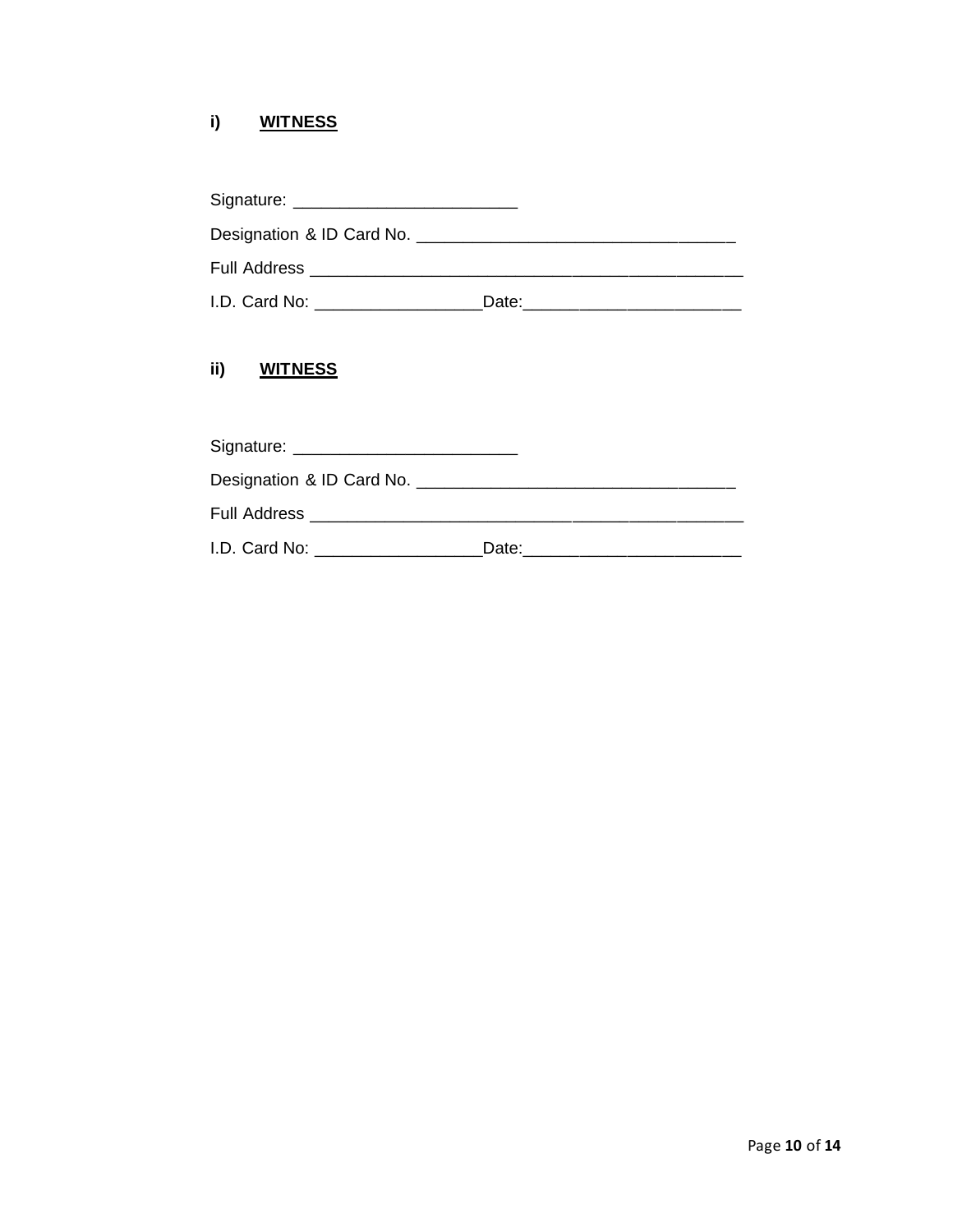**i) <u>WITNESS</u>**

Signature: ________________________

Designation & ID Card No. __________________________________

Full Address ______________________________________________

I.D. Card No: __________________Date:_______________________

**ii) <u>WITNESS</u>**

Signature: ________________________

Designation & ID Card No. __________________________________

Full Address ______________________________________________

I.D. Card No: __________________Date:_______________________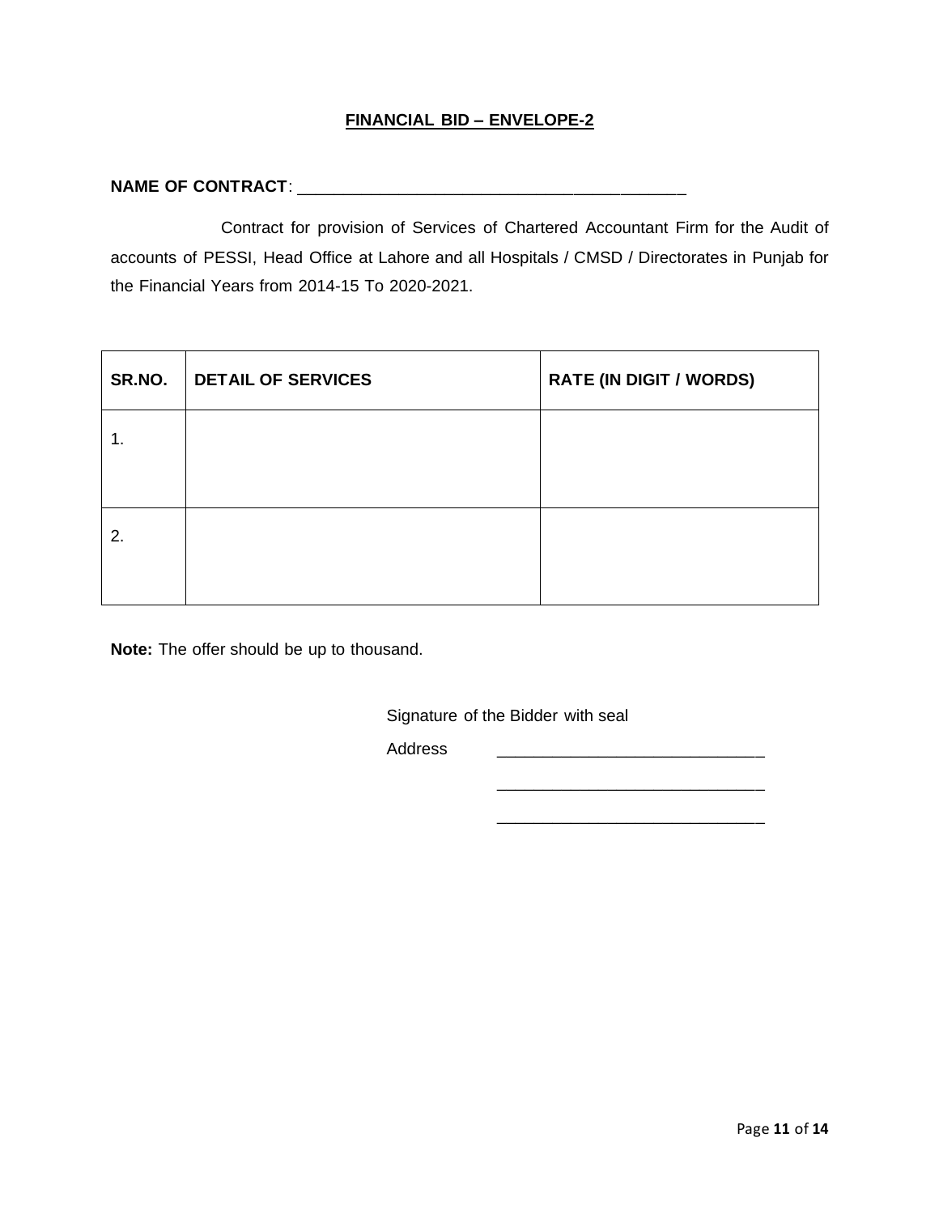## **FINANCIAL BID – ENVELOPE-2**

**NAME OF CONTRACT**: ___________________________________________

Contract for provision of Services of Chartered Accountant Firm for the Audit of accounts of PESSI, Head Office at Lahore and all Hospitals / CMSD / Directorates in Punjab for the Financial Years from 2014-15 To 2020-2021.

| SR.NO. | DETAIL OF SERVICES | RATE (IN DIGIT / WORDS) |
|---|---|---|
| 1. | | |
| 2. | | |

**Note:** The offer should be up to thousand.

Signature of the Bidder with seal

Address ____________________________

____________________________

____________________________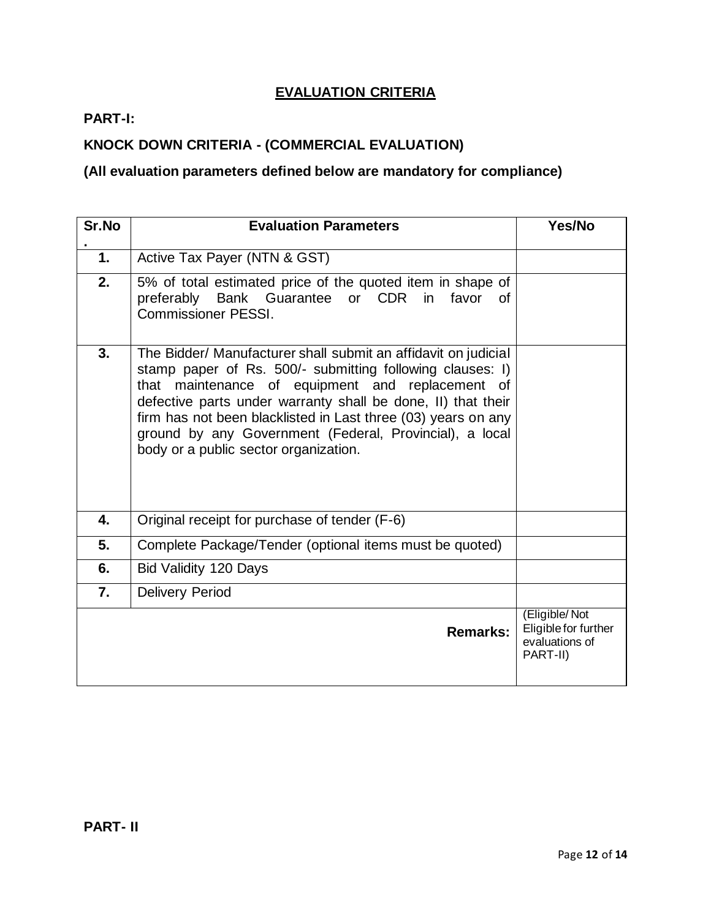## EVALUATION CRITERIA

**PART-I:**

**KNOCK DOWN CRITERIA - (COMMERCIAL EVALUATION)**

**(All evaluation parameters defined below are mandatory for compliance)**

| Sr.No. | Evaluation Parameters | Yes/No |
|---|---|---|
| **1.** | Active Tax Payer (NTN & GST) | |
| **2.** | 5% of total estimated price of the quoted item in shape of preferably Bank Guarantee or CDR in favor of Commissioner PESSI. | |
| **3.** | The Bidder/ Manufacturer shall submit an affidavit on judicial stamp paper of Rs. 500/- submitting following clauses: I) that maintenance of equipment and replacement of defective parts under warranty shall be done, II) that their firm has not been blacklisted in Last three (03) years on any ground by any Government (Federal, Provincial), a local body or a public sector organization. | |
| **4.** | Original receipt for purchase of tender (F-6) | |
| **5.** | Complete Package/Tender (optional items must be quoted) | |
| **6.** | Bid Validity 120 Days | |
| **7.** | Delivery Period | |
| | **Remarks:** | (Eligible/ Not Eligible for further evaluations of PART-II) |

**PART- II**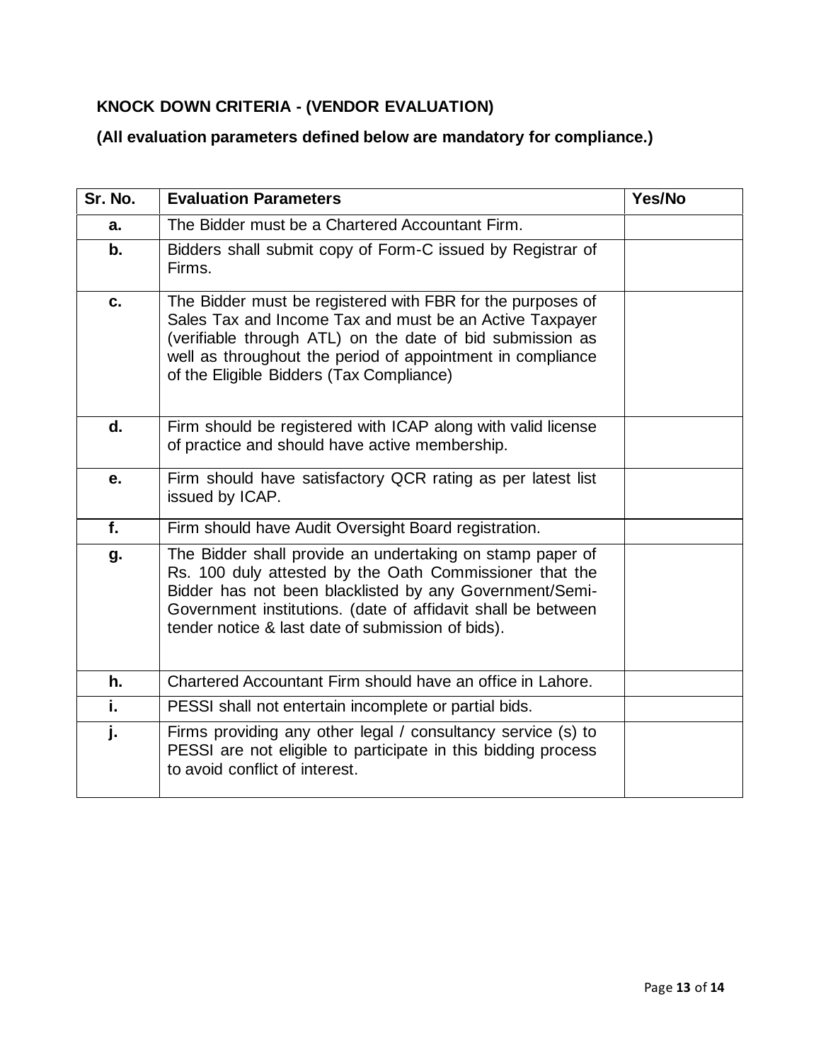## KNOCK DOWN CRITERIA - (VENDOR EVALUATION)

**(All evaluation parameters defined below are mandatory for compliance.)**

| Sr. No. | Evaluation Parameters | Yes/No |
|---|---|---|
| **a.** | The Bidder must be a Chartered Accountant Firm. | |
| **b.** | Bidders shall submit copy of Form-C issued by Registrar of Firms. | |
| **c.** | The Bidder must be registered with FBR for the purposes of Sales Tax and Income Tax and must be an Active Taxpayer (verifiable through ATL) on the date of bid submission as well as throughout the period of appointment in compliance of the Eligible Bidders (Tax Compliance) | |
| **d.** | Firm should be registered with ICAP along with valid license of practice and should have active membership. | |
| **e.** | Firm should have satisfactory QCR rating as per latest list issued by ICAP. | |
| **f.** | Firm should have Audit Oversight Board registration. | |
| **g.** | The Bidder shall provide an undertaking on stamp paper of Rs. 100 duly attested by the Oath Commissioner that the Bidder has not been blacklisted by any Government/Semi-Government institutions. (date of affidavit shall be between tender notice & last date of submission of bids). | |
| **h.** | Chartered Accountant Firm should have an office in Lahore. | |
| **i.** | PESSI shall not entertain incomplete or partial bids. | |
| **j.** | Firms providing any other legal / consultancy service (s) to PESSI are not eligible to participate in this bidding process to avoid conflict of interest. | |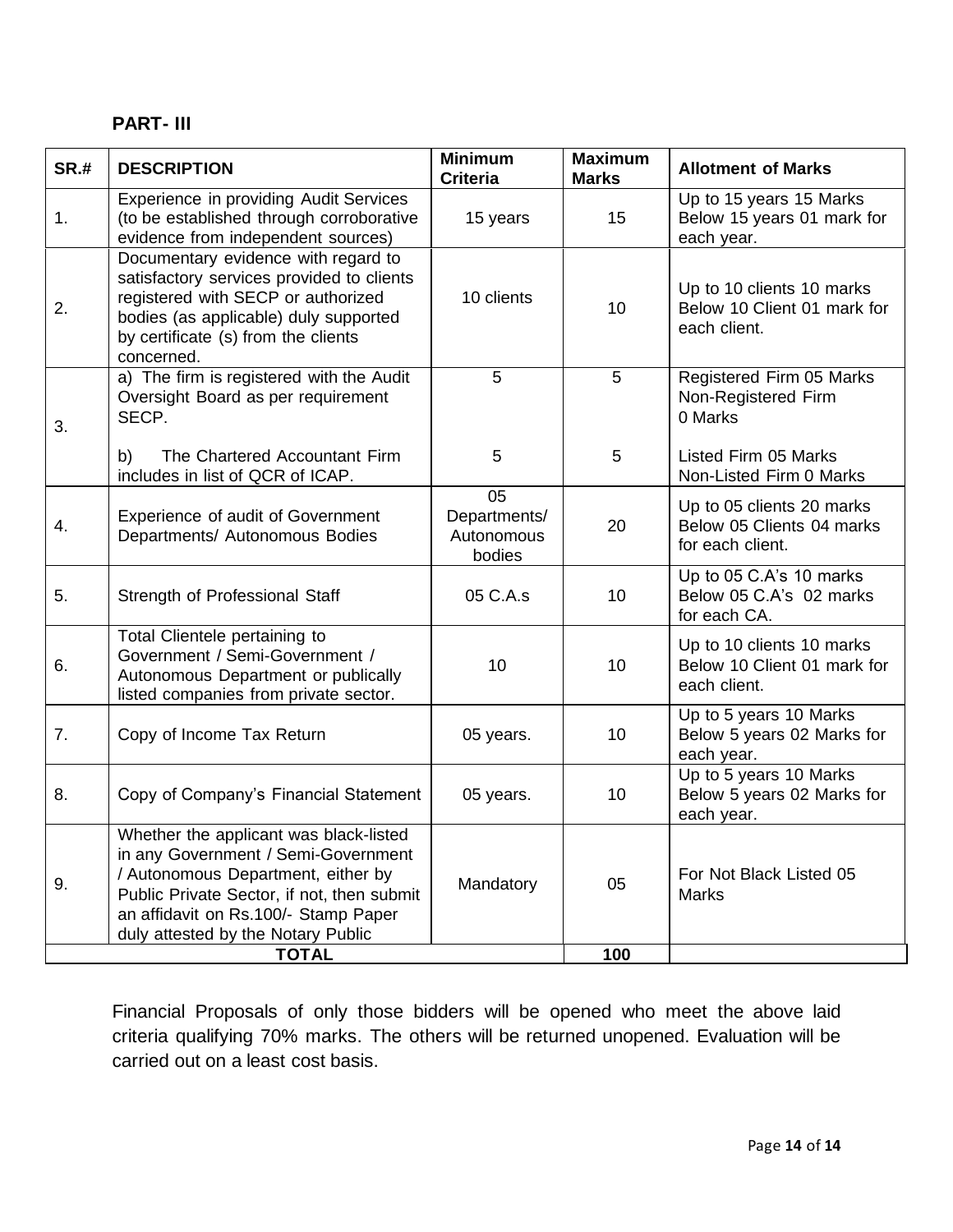**PART- III**

| SR.# | DESCRIPTION | Minimum Criteria | Maximum Marks | Allotment of Marks |
|---|---|---|---|---|
| 1. | Experience in providing Audit Services (to be established through corroborative evidence from independent sources) | 15 years | 15 | Up to 15 years 15 Marks Below 15 years 01 mark for each year. |
| 2. | Documentary evidence with regard to satisfactory services provided to clients registered with SECP or authorized bodies (as applicable) duly supported by certificate (s) from the clients concerned. | 10 clients | 10 | Up to 10 clients 10 marks Below 10 Client 01 mark for each client. |
| 3. | a) The firm is registered with the Audit Oversight Board as per requirement SECP. | 5 | 5 | Registered Firm 05 Marks Non-Registered Firm 0 Marks |
| | b) The Chartered Accountant Firm includes in list of QCR of ICAP. | 5 | 5 | Listed Firm 05 Marks Non-Listed Firm 0 Marks |
| 4. | Experience of audit of Government Departments/ Autonomous Bodies | 05 Departments/ Autonomous bodies | 20 | Up to 05 clients 20 marks Below 05 Clients 04 marks for each client. |
| 5. | Strength of Professional Staff | 05 C.A.s | 10 | Up to 05 C.A's 10 marks Below 05 C.A's 02 marks for each CA. |
| 6. | Total Clientele pertaining to Government / Semi-Government / Autonomous Department or publically listed companies from private sector. | 10 | 10 | Up to 10 clients 10 marks Below 10 Client 01 mark for each client. |
| 7. | Copy of Income Tax Return | 05 years. | 10 | Up to 5 years 10 Marks Below 5 years 02 Marks for each year. |
| 8. | Copy of Company's Financial Statement | 05 years. | 10 | Up to 5 years 10 Marks Below 5 years 02 Marks for each year. |
| 9. | Whether the applicant was black-listed in any Government / Semi-Government / Autonomous Department, either by Public Private Sector, if not, then submit an affidavit on Rs.100/- Stamp Paper duly attested by the Notary Public | Mandatory | 05 | For Not Black Listed 05 Marks |
| **TOTAL** | | | **100** | |

Financial Proposals of only those bidders will be opened who meet the above laid criteria qualifying 70% marks. The others will be returned unopened. Evaluation will be carried out on a least cost basis.